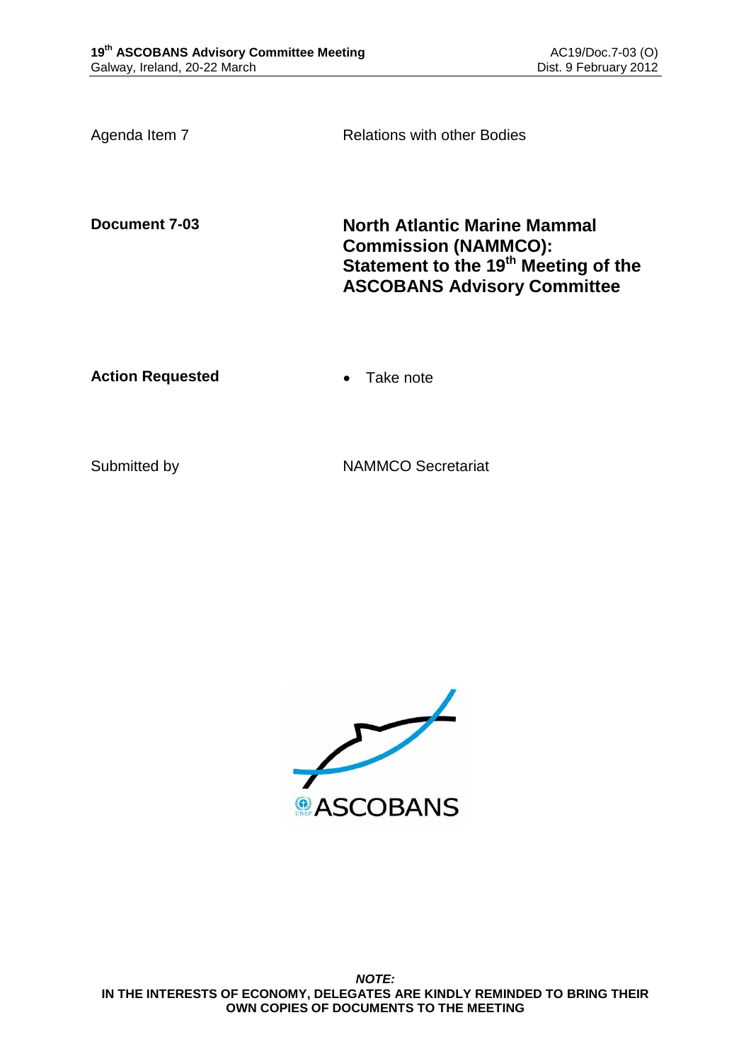Agenda Item 7 Relations with other Bodies

**Document 7-03**

# North Atlantic Marine Mammal Commission (NAMMCO): Statement to the 19th Meeting of the ASCOBANS Advisory Committee

**Action Requested**

- Take note

Submitted by NAMMCO Secretariat

***NOTE:***
**IN THE INTERESTS OF ECONOMY, DELEGATES ARE KINDLY REMINDED TO BRING THEIR OWN COPIES OF DOCUMENTS TO THE MEETING**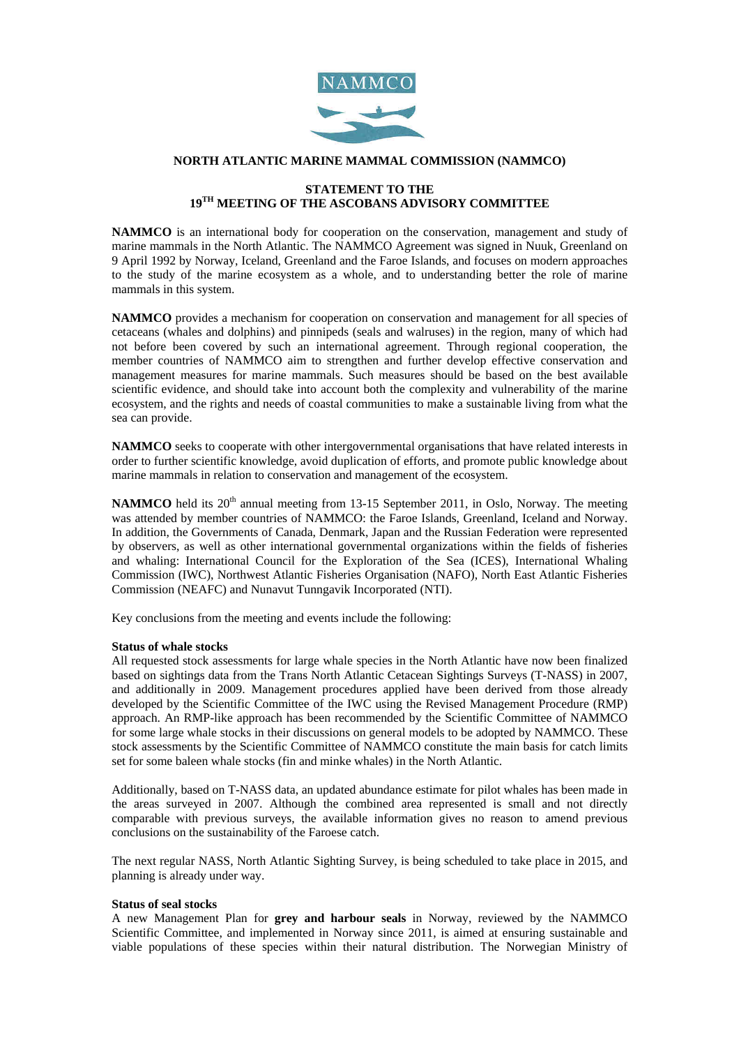**NORTH ATLANTIC MARINE MAMMAL COMMISSION (NAMMCO)**

**STATEMENT TO THE**
**19TH MEETING OF THE ASCOBANS ADVISORY COMMITTEE**

**NAMMCO** is an international body for cooperation on the conservation, management and study of marine mammals in the North Atlantic. The NAMMCO Agreement was signed in Nuuk, Greenland on 9 April 1992 by Norway, Iceland, Greenland and the Faroe Islands, and focuses on modern approaches to the study of the marine ecosystem as a whole, and to understanding better the role of marine mammals in this system.

**NAMMCO** provides a mechanism for cooperation on conservation and management for all species of cetaceans (whales and dolphins) and pinnipeds (seals and walruses) in the region, many of which had not before been covered by such an international agreement. Through regional cooperation, the member countries of NAMMCO aim to strengthen and further develop effective conservation and management measures for marine mammals. Such measures should be based on the best available scientific evidence, and should take into account both the complexity and vulnerability of the marine ecosystem, and the rights and needs of coastal communities to make a sustainable living from what the sea can provide.

**NAMMCO** seeks to cooperate with other intergovernmental organisations that have related interests in order to further scientific knowledge, avoid duplication of efforts, and promote public knowledge about marine mammals in relation to conservation and management of the ecosystem.

**NAMMCO** held its 20th annual meeting from 13-15 September 2011, in Oslo, Norway. The meeting was attended by member countries of NAMMCO: the Faroe Islands, Greenland, Iceland and Norway. In addition, the Governments of Canada, Denmark, Japan and the Russian Federation were represented by observers, as well as other international governmental organizations within the fields of fisheries and whaling: International Council for the Exploration of the Sea (ICES), International Whaling Commission (IWC), Northwest Atlantic Fisheries Organisation (NAFO), North East Atlantic Fisheries Commission (NEAFC) and Nunavut Tunngavik Incorporated (NTI).

Key conclusions from the meeting and events include the following:

**Status of whale stocks**

All requested stock assessments for large whale species in the North Atlantic have now been finalized based on sightings data from the Trans North Atlantic Cetacean Sightings Surveys (T-NASS) in 2007, and additionally in 2009. Management procedures applied have been derived from those already developed by the Scientific Committee of the IWC using the Revised Management Procedure (RMP) approach. An RMP-like approach has been recommended by the Scientific Committee of NAMMCO for some large whale stocks in their discussions on general models to be adopted by NAMMCO. These stock assessments by the Scientific Committee of NAMMCO constitute the main basis for catch limits set for some baleen whale stocks (fin and minke whales) in the North Atlantic.

Additionally, based on T-NASS data, an updated abundance estimate for pilot whales has been made in the areas surveyed in 2007. Although the combined area represented is small and not directly comparable with previous surveys, the available information gives no reason to amend previous conclusions on the sustainability of the Faroese catch.

The next regular NASS, North Atlantic Sighting Survey, is being scheduled to take place in 2015, and planning is already under way.

**Status of seal stocks**

A new Management Plan for **grey and harbour seals** in Norway, reviewed by the NAMMCO Scientific Committee, and implemented in Norway since 2011, is aimed at ensuring sustainable and viable populations of these species within their natural distribution. The Norwegian Ministry of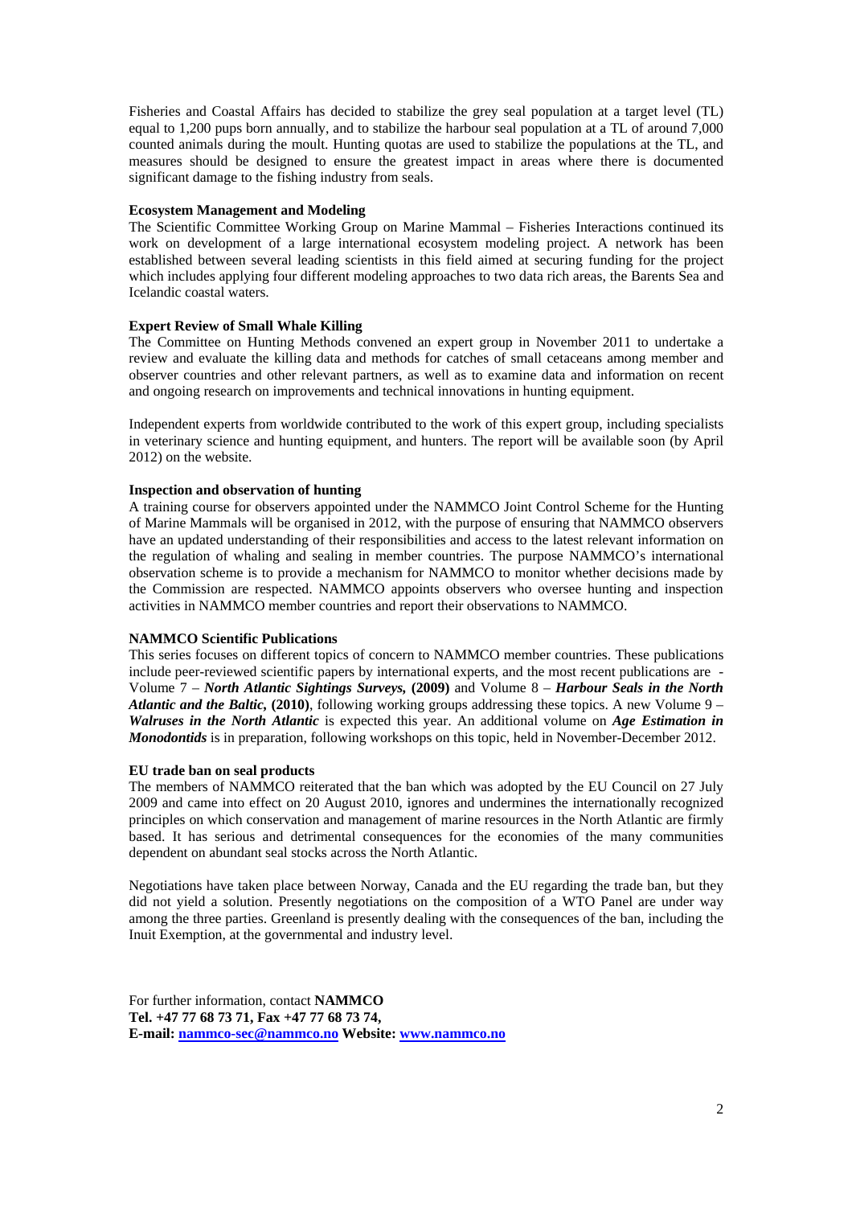Fisheries and Coastal Affairs has decided to stabilize the grey seal population at a target level (TL) equal to 1,200 pups born annually, and to stabilize the harbour seal population at a TL of around 7,000 counted animals during the moult. Hunting quotas are used to stabilize the populations at the TL, and measures should be designed to ensure the greatest impact in areas where there is documented significant damage to the fishing industry from seals.

**Ecosystem Management and Modeling**

The Scientific Committee Working Group on Marine Mammal – Fisheries Interactions continued its work on development of a large international ecosystem modeling project. A network has been established between several leading scientists in this field aimed at securing funding for the project which includes applying four different modeling approaches to two data rich areas, the Barents Sea and Icelandic coastal waters.

**Expert Review of Small Whale Killing**

The Committee on Hunting Methods convened an expert group in November 2011 to undertake a review and evaluate the killing data and methods for catches of small cetaceans among member and observer countries and other relevant partners, as well as to examine data and information on recent and ongoing research on improvements and technical innovations in hunting equipment.

Independent experts from worldwide contributed to the work of this expert group, including specialists in veterinary science and hunting equipment, and hunters. The report will be available soon (by April 2012) on the website.

**Inspection and observation of hunting**

A training course for observers appointed under the NAMMCO Joint Control Scheme for the Hunting of Marine Mammals will be organised in 2012, with the purpose of ensuring that NAMMCO observers have an updated understanding of their responsibilities and access to the latest relevant information on the regulation of whaling and sealing in member countries. The purpose NAMMCO's international observation scheme is to provide a mechanism for NAMMCO to monitor whether decisions made by the Commission are respected. NAMMCO appoints observers who oversee hunting and inspection activities in NAMMCO member countries and report their observations to NAMMCO.

**NAMMCO Scientific Publications**

This series focuses on different topics of concern to NAMMCO member countries. These publications include peer-reviewed scientific papers by international experts, and the most recent publications are - Volume 7 – ***North Atlantic Sightings Surveys,*** **(2009)** and Volume 8 – ***Harbour Seals in the North Atlantic and the Baltic,*** **(2010)**, following working groups addressing these topics. A new Volume 9 – ***Walruses in the North Atlantic*** is expected this year. An additional volume on ***Age Estimation in Monodontids*** is in preparation, following workshops on this topic, held in November-December 2012.

**EU trade ban on seal products**

The members of NAMMCO reiterated that the ban which was adopted by the EU Council on 27 July 2009 and came into effect on 20 August 2010, ignores and undermines the internationally recognized principles on which conservation and management of marine resources in the North Atlantic are firmly based. It has serious and detrimental consequences for the economies of the many communities dependent on abundant seal stocks across the North Atlantic.

Negotiations have taken place between Norway, Canada and the EU regarding the trade ban, but they did not yield a solution. Presently negotiations on the composition of a WTO Panel are under way among the three parties. Greenland is presently dealing with the consequences of the ban, including the Inuit Exemption, at the governmental and industry level.

For further information, contact **NAMMCO**
**Tel. +47 77 68 73 71, Fax +47 77 68 73 74,**
**E-mail: nammco-sec@nammco.no Website: www.nammco.no**